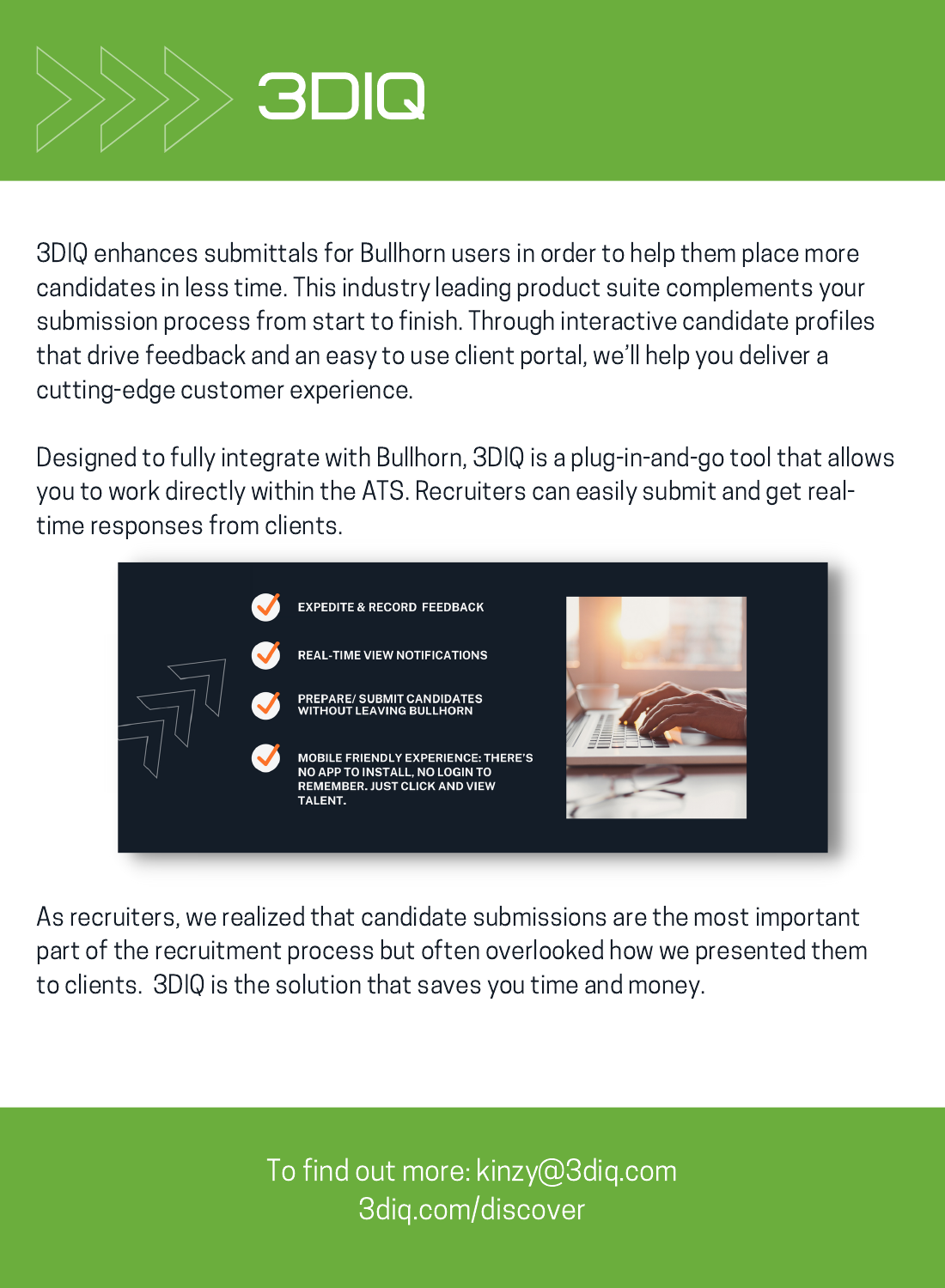# 3DIQ

3DIQ enhances submittals for Bullhorn users in order to help them place more candidates in less time. This industry leading product suite complements your submission process from start to finish. Through interactive candidate profiles that drive feedback and an easy to use client portal, we'll help you deliver a cutting-edge customer experience.

Designed to fully integrate with Bullhorn, 3DIQ is a plug-in-and-go tool that allows you to work directly within the ATS. Recruiters can easily submit and get real-time responses from clients.

- EXPEDITE & RECORD FEEDBACK
- REAL-TIME VIEW NOTIFICATIONS
- PREPARE/ SUBMIT CANDIDATES WITHOUT LEAVING BULLHORN
- MOBILE FRIENDLY EXPERIENCE: THERE'S NO APP TO INSTALL, NO LOGIN TO REMEMBER. JUST CLICK AND VIEW TALENT.

As recruiters, we realized that candidate submissions are the most important part of the recruitment process but often overlooked how we presented them to clients. 3DIQ is the solution that saves you time and money.

To find out more: kinzy@3diq.com
3diq.com/discover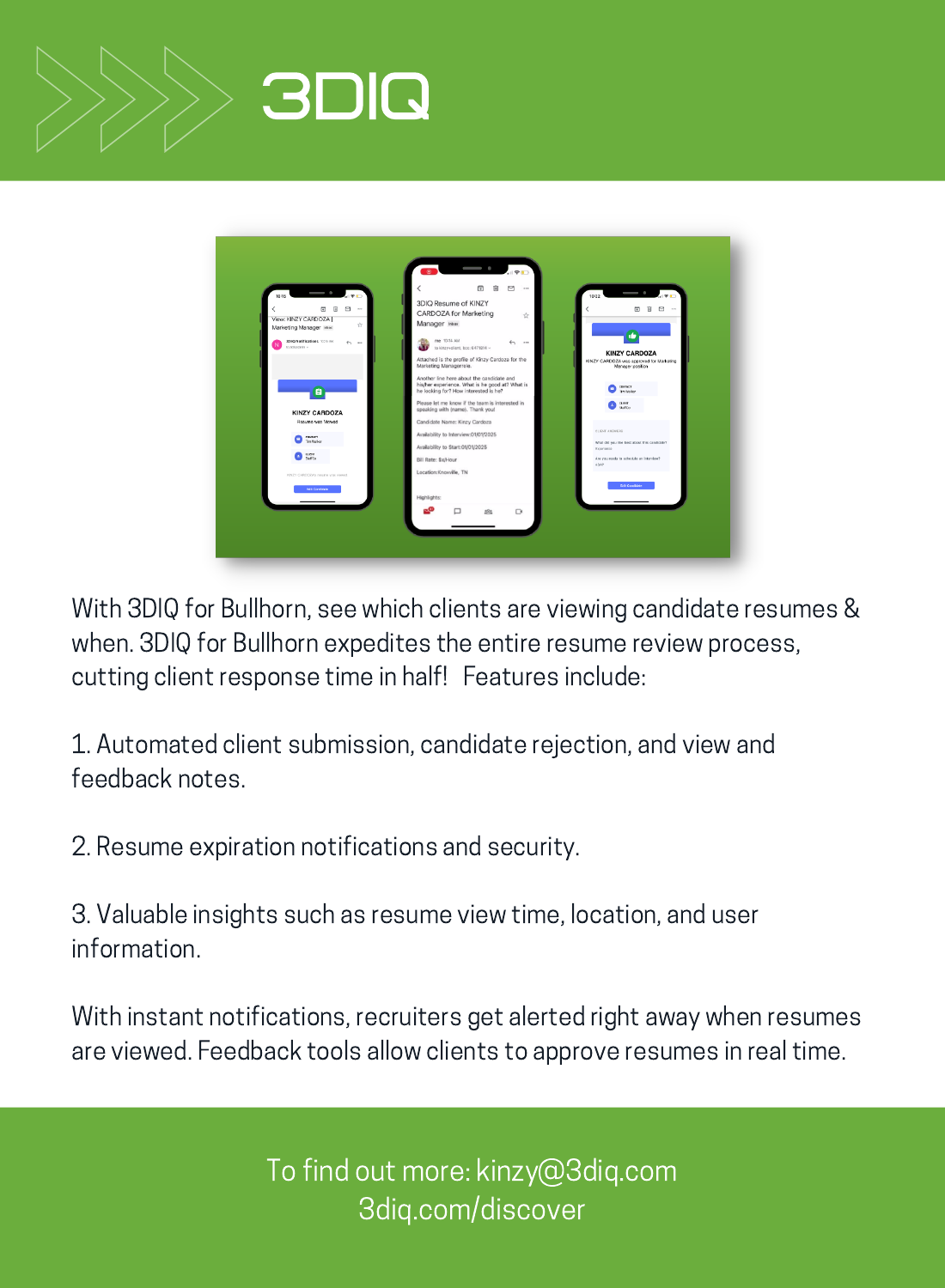# 3DIQ

With 3DIQ for Bullhorn, see which clients are viewing candidate resumes & when. 3DIQ for Bullhorn expedites the entire resume review process, cutting client response time in half! Features include:

1. Automated client submission, candidate rejection, and view and feedback notes.

2. Resume expiration notifications and security.

3. Valuable insights such as resume view time, location, and user information.

With instant notifications, recruiters get alerted right away when resumes are viewed. Feedback tools allow clients to approve resumes in real time.

To find out more: kinzy@3diq.com
3diq.com/discover